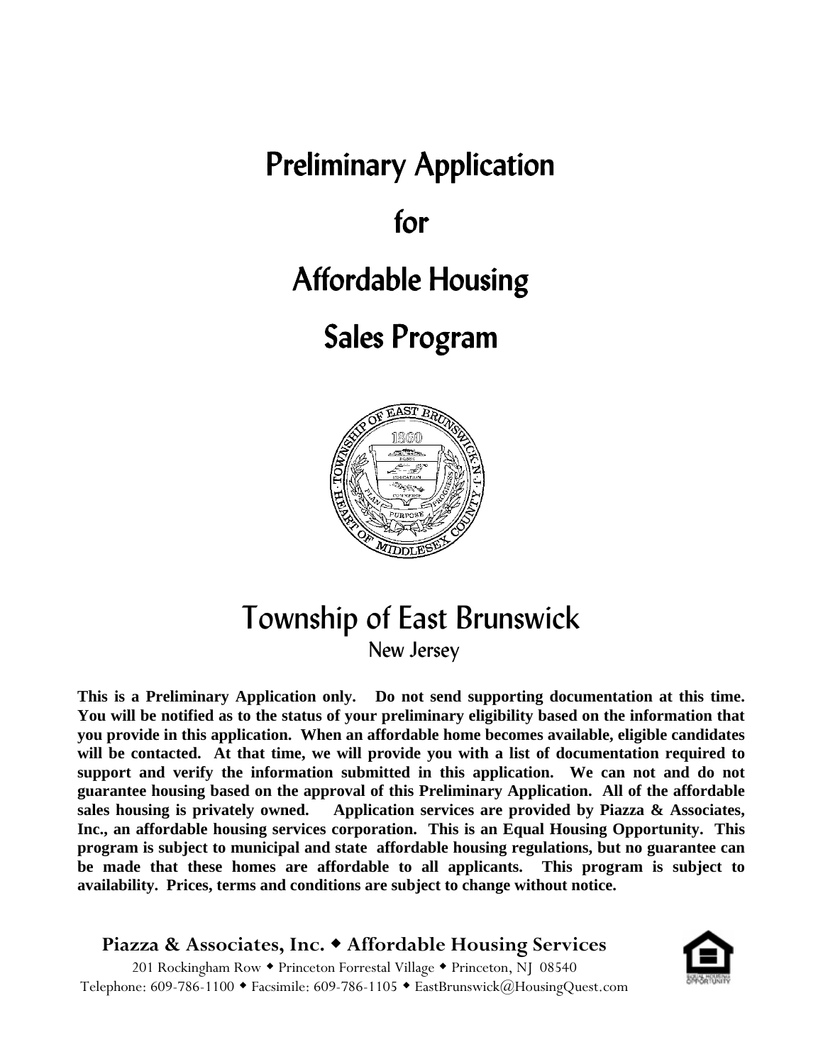# Preliminary Application

# for

# Affordable Housing

# Sales Program

## Township of East Brunswick

New Jersey

**This is a Preliminary Application only. Do not send supporting documentation at this time. You will be notified as to the status of your preliminary eligibility based on the information that you provide in this application. When an affordable home becomes available, eligible candidates will be contacted. At that time, we will provide you with a list of documentation required to support and verify the information submitted in this application. We can not and do not guarantee housing based on the approval of this Preliminary Application. All of the affordable sales housing is privately owned. Application services are provided by Piazza & Associates, Inc., an affordable housing services corporation. This is an Equal Housing Opportunity. This program is subject to municipal and state affordable housing regulations, but no guarantee can be made that these homes are affordable to all applicants. This program is subject to availability. Prices, terms and conditions are subject to change without notice.**

**Piazza & Associates, Inc. ◆ Affordable Housing Services**

201 Rockingham Row ◆ Princeton Forrestal Village ◆ Princeton, NJ 08540

Telephone: 609-786-1100 ◆ Facsimile: 609-786-1105 ◆ EastBrunswick@HousingQuest.com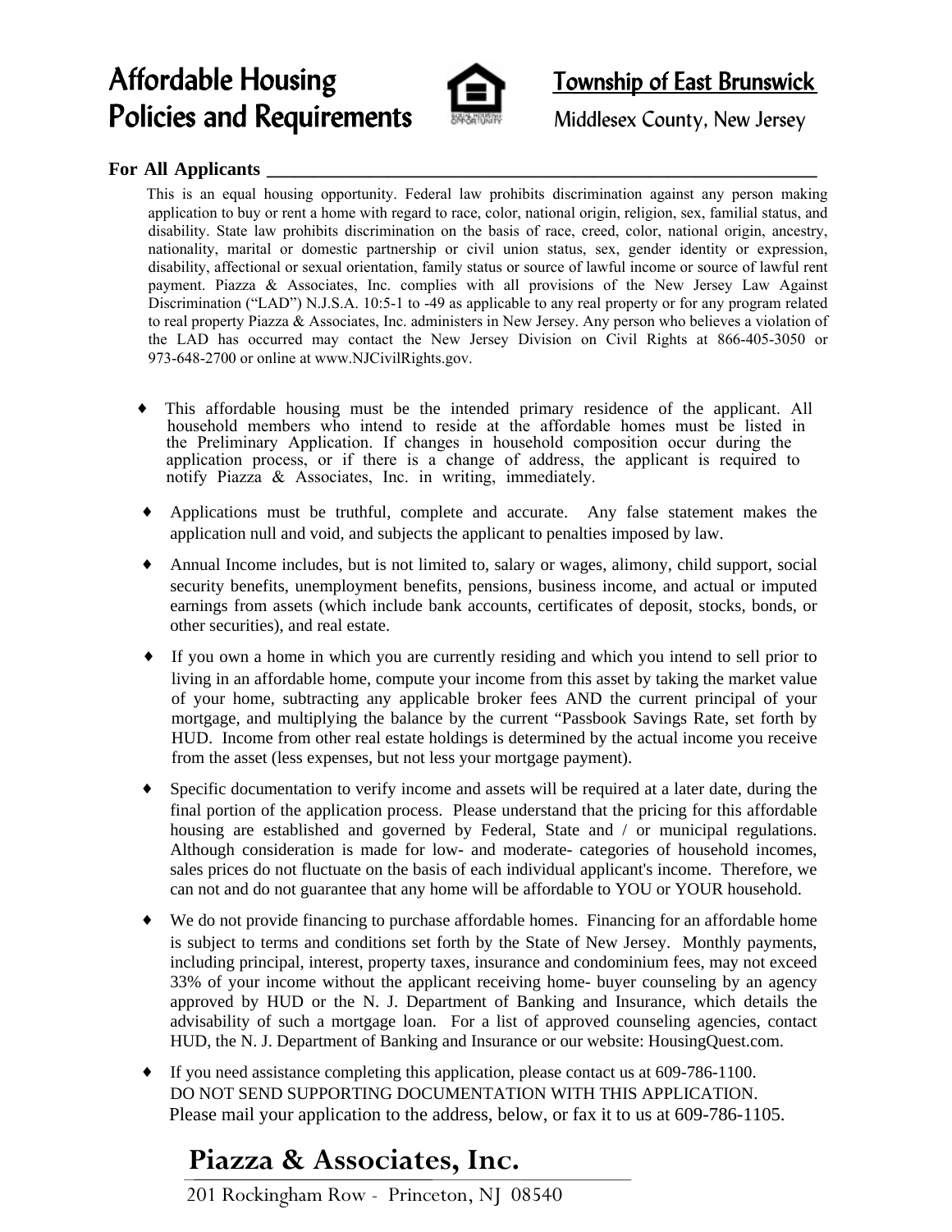# Affordable Housing Policies and Requirements

## Township of East Brunswick

Middlesex County, New Jersey

**For All Applicants**

This is an equal housing opportunity. Federal law prohibits discrimination against any person making application to buy or rent a home with regard to race, color, national origin, religion, sex, familial status, and disability. State law prohibits discrimination on the basis of race, creed, color, national origin, ancestry, nationality, marital or domestic partnership or civil union status, sex, gender identity or expression, disability, affectional or sexual orientation, family status or source of lawful income or source of lawful rent payment. Piazza & Associates, Inc. complies with all provisions of the New Jersey Law Against Discrimination ("LAD") N.J.S.A. 10:5-1 to -49 as applicable to any real property or for any program related to real property Piazza & Associates, Inc. administers in New Jersey. Any person who believes a violation of the LAD has occurred may contact the New Jersey Division on Civil Rights at 866-405-3050 or 973-648-2700 or online at www.NJCivilRights.gov.

- This affordable housing must be the intended primary residence of the applicant. All household members who intend to reside at the affordable homes must be listed in the Preliminary Application. If changes in household composition occur during the application process, or if there is a change of address, the applicant is required to notify Piazza & Associates, Inc. in writing, immediately.
- Applications must be truthful, complete and accurate. Any false statement makes the application null and void, and subjects the applicant to penalties imposed by law.
- Annual Income includes, but is not limited to, salary or wages, alimony, child support, social security benefits, unemployment benefits, pensions, business income, and actual or imputed earnings from assets (which include bank accounts, certificates of deposit, stocks, bonds, or other securities), and real estate.
- If you own a home in which you are currently residing and which you intend to sell prior to living in an affordable home, compute your income from this asset by taking the market value of your home, subtracting any applicable broker fees AND the current principal of your mortgage, and multiplying the balance by the current "Passbook Savings Rate, set forth by HUD. Income from other real estate holdings is determined by the actual income you receive from the asset (less expenses, but not less your mortgage payment).
- Specific documentation to verify income and assets will be required at a later date, during the final portion of the application process. Please understand that the pricing for this affordable housing are established and governed by Federal, State and / or municipal regulations. Although consideration is made for low- and moderate- categories of household incomes, sales prices do not fluctuate on the basis of each individual applicant's income. Therefore, we can not and do not guarantee that any home will be affordable to YOU or YOUR household.
- We do not provide financing to purchase affordable homes. Financing for an affordable home is subject to terms and conditions set forth by the State of New Jersey. Monthly payments, including principal, interest, property taxes, insurance and condominium fees, may not exceed 33% of your income without the applicant receiving home- buyer counseling by an agency approved by HUD or the N. J. Department of Banking and Insurance, which details the advisability of such a mortgage loan. For a list of approved counseling agencies, contact HUD, the N. J. Department of Banking and Insurance or our website: HousingQuest.com.
- If you need assistance completing this application, please contact us at 609-786-1100. DO NOT SEND SUPPORTING DOCUMENTATION WITH THIS APPLICATION. Please mail your application to the address, below, or fax it to us at 609-786-1105.

## Piazza & Associates, Inc.

201 Rockingham Row - Princeton, NJ 08540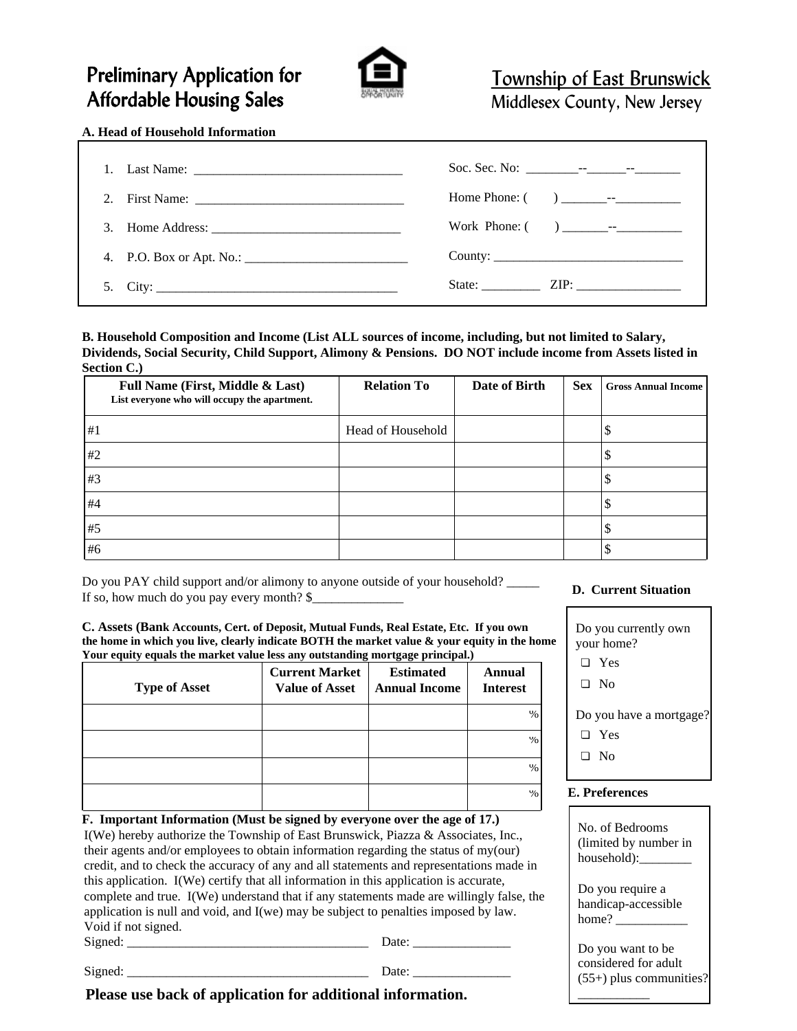# Preliminary Application for Affordable Housing Sales

# Township of East Brunswick
Middlesex County, New Jersey

### A. Head of Household Information

1. Last Name: ________________________________
2. First Name: ________________________________
3. Home Address: ______________________________
4. P.O. Box or Apt. No.: _________________________
5. City: _____________________________________

Soc. Sec. No: ________--______--_______

Home Phone: (      ) _______--__________

Work Phone: (      ) _______--__________

County: ______________________________

State: _________ ZIP: ________________

### B. Household Composition and Income (List ALL sources of income, including, but not limited to Salary, Dividends, Social Security, Child Support, Alimony & Pensions. DO NOT include income from Assets listed in Section C.)

| Full Name (First, Middle & Last) List everyone who will occupy the apartment. | Relation To | Date of Birth | Sex | Gross Annual Income |
|---|---|---|---|---|
| #1 | Head of Household | | | $ |
| #2 | | | | $ |
| #3 | | | | $ |
| #4 | | | | $ |
| #5 | | | | $ |
| #6 | | | | $ |

Do you PAY child support and/or alimony to anyone outside of your household? _____
If so, how much do you pay every month? $______________

### C. Assets (Bank Accounts, Cert. of Deposit, Mutual Funds, Real Estate, Etc. If you own the home in which you live, clearly indicate BOTH the market value & your equity in the home Your equity equals the market value less any outstanding mortgage principal.)

| Type of Asset | Current Market Value of Asset | Estimated Annual Income | Annual Interest |
|---|---|---|---|
| | | | % |
| | | | % |
| | | | % |
| | | | % |

### D. Current Situation

Do you currently own your home?
- ❑ Yes
- ❑ No

Do you have a mortgage?
- ❑ Yes
- ❑ No

### E. Preferences

No. of Bedrooms (limited by number in household):________

Do you require a handicap-accessible home? ___________

Do you want to be considered for adult (55+) plus communities? ___________

### F. Important Information (Must be signed by everyone over the age of 17.)

I(We) hereby authorize the Township of East Brunswick, Piazza & Associates, Inc., their agents and/or employees to obtain information regarding the status of my(our) credit, and to check the accuracy of any and all statements and representations made in this application. I(We) certify that all information in this application is accurate, complete and true. I(We) understand that if any statements made are willingly false, the application is null and void, and I(we) may be subject to penalties imposed by law. Void if not signed.

Signed: ____________________________________ Date: _______________

Signed: ____________________________________ Date: _______________

**Please use back of application for additional information.**